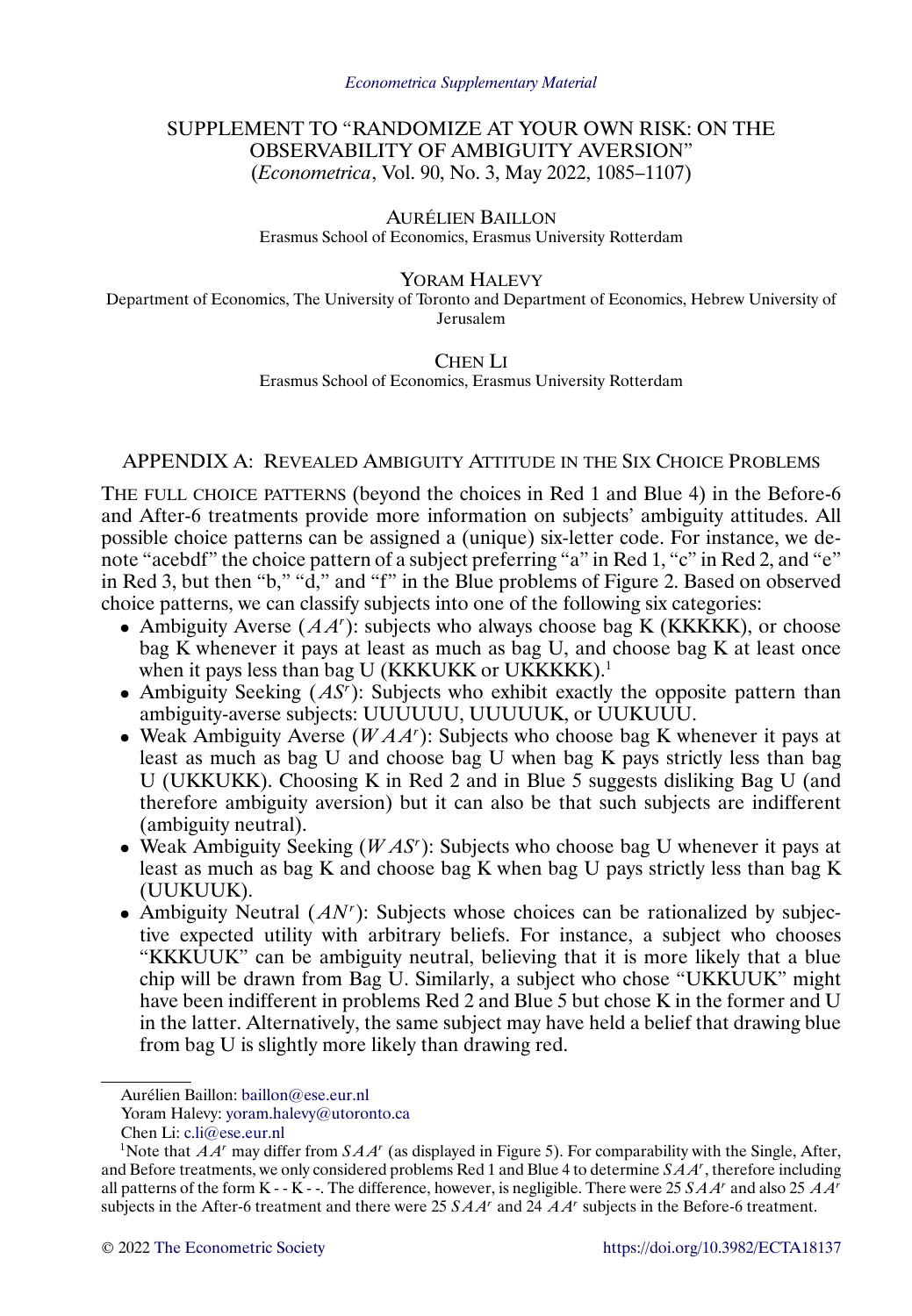*Econometrica Supplementary Material*

# SUPPLEMENT TO "RANDOMIZE AT YOUR OWN RISK: ON THE OBSERVABILITY OF AMBIGUITY AVERSION"
(*Econometrica*, Vol. 90, No. 3, May 2022, 1085–1107)

AURÉLIEN BAILLON
Erasmus School of Economics, Erasmus University Rotterdam

YORAM HALEVY
Department of Economics, The University of Toronto and Department of Economics, Hebrew University of Jerusalem

CHEN LI
Erasmus School of Economics, Erasmus University Rotterdam

## APPENDIX A: REVEALED AMBIGUITY ATTITUDE IN THE SIX CHOICE PROBLEMS

THE FULL CHOICE PATTERNS (beyond the choices in Red 1 and Blue 4) in the Before-6 and After-6 treatments provide more information on subjects' ambiguity attitudes. All possible choice patterns can be assigned a (unique) six-letter code. For instance, we denote "acebdf" the choice pattern of a subject preferring "a" in Red 1, "c" in Red 2, and "e" in Red 3, but then "b," "d," and "f" in the Blue problems of Figure 2. Based on observed choice patterns, we can classify subjects into one of the following six categories:

- Ambiguity Averse ($AA^r$): subjects who always choose bag K (KKKKK), or choose bag K whenever it pays at least as much as bag U, and choose bag K at least once when it pays less than bag U (KKKUKK or UKKKKK).[1]
- Ambiguity Seeking ($AS^r$): Subjects who exhibit exactly the opposite pattern than ambiguity-averse subjects: UUUUUU, UUUUUK, or UUKUUU.
- Weak Ambiguity Averse ($WAA^r$): Subjects who choose bag K whenever it pays at least as much as bag U and choose bag U when bag K pays strictly less than bag U (UKKUKK). Choosing K in Red 2 and in Blue 5 suggests disliking Bag U (and therefore ambiguity aversion) but it can also be that such subjects are indifferent (ambiguity neutral).
- Weak Ambiguity Seeking ($WAS^r$): Subjects who choose bag U whenever it pays at least as much as bag K and choose bag K when bag U pays strictly less than bag K (UUKUUK).
- Ambiguity Neutral ($AN^r$): Subjects whose choices can be rationalized by subjective expected utility with arbitrary beliefs. For instance, a subject who chooses "KKKUUK" can be ambiguity neutral, believing that it is more likely that a blue chip will be drawn from Bag U. Similarly, a subject who chose "UKKUUK" might have been indifferent in problems Red 2 and Blue 5 but chose K in the former and U in the latter. Alternatively, the same subject may have held a belief that drawing blue from bag U is slightly more likely than drawing red.

---

Aurélien Baillon: baillon@ese.eur.nl

Yoram Halevy: yoram.halevy@utoronto.ca

Chen Li: c.li@ese.eur.nl

[1] Note that $AA^r$ may differ from $SAA^r$ (as displayed in Figure 5). For comparability with the Single, After, and Before treatments, we only considered problems Red 1 and Blue 4 to determine $SAA^r$, therefore including all patterns of the form K - - K - -. The difference, however, is negligible. There were 25 $SAA^r$ and also 25 $AA^r$ subjects in the After-6 treatment and there were 25 $SAA^r$ and 24 $AA^r$ subjects in the Before-6 treatment.

© 2022 The Econometric Society https://doi.org/10.3982/ECTA18137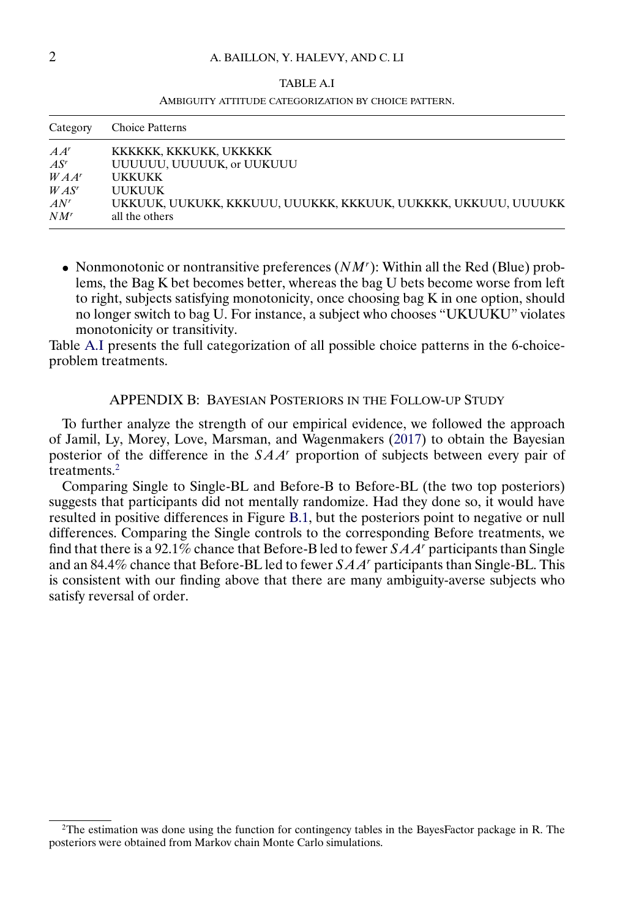TABLE A.I

AMBIGUITY ATTITUDE CATEGORIZATION BY CHOICE PATTERN.

| Category | Choice Patterns |
|---|---|
| $AA^r$ | KKKKKK, KKKUKK, UKKKKK |
| $AS^r$ | UUUUUU, UUUUUK, or UUKUUU |
| $WAA^r$ | UKKUKK |
| $WAS^r$ | UUKUUK |
| $AN^r$ | UKKUUK, UUKUKK, KKKUUU, UUUKKK, KKKUUK, UUKKKK, UKKUUU, UUUUKK |
| $NM^r$ | all the others |

- Nonmonotonic or nontransitive preferences ($NM^r$): Within all the Red (Blue) problems, the Bag K bet becomes better, whereas the bag U bets become worse from left to right, subjects satisfying monotonicity, once choosing bag K in one option, should no longer switch to bag U. For instance, a subject who chooses "UKUUKU" violates monotonicity or transitivity.

Table A.I presents the full categorization of all possible choice patterns in the 6-choice-problem treatments.

## APPENDIX B: BAYESIAN POSTERIORS IN THE FOLLOW-UP STUDY

To further analyze the strength of our empirical evidence, we followed the approach of Jamil, Ly, Morey, Love, Marsman, and Wagenmakers (2017) to obtain the Bayesian posterior of the difference in the $SAA^r$ proportion of subjects between every pair of treatments.[2]

Comparing Single to Single-BL and Before-B to Before-BL (the two top posteriors) suggests that participants did not mentally randomize. Had they done so, it would have resulted in positive differences in Figure B.1, but the posteriors point to negative or null differences. Comparing the Single controls to the corresponding Before treatments, we find that there is a 92.1% chance that Before-B led to fewer $SAA^r$ participants than Single and an 84.4% chance that Before-BL led to fewer $SAA^r$ participants than Single-BL. This is consistent with our finding above that there are many ambiguity-averse subjects who satisfy reversal of order.

[2]The estimation was done using the function for contingency tables in the BayesFactor package in R. The posteriors were obtained from Markov chain Monte Carlo simulations.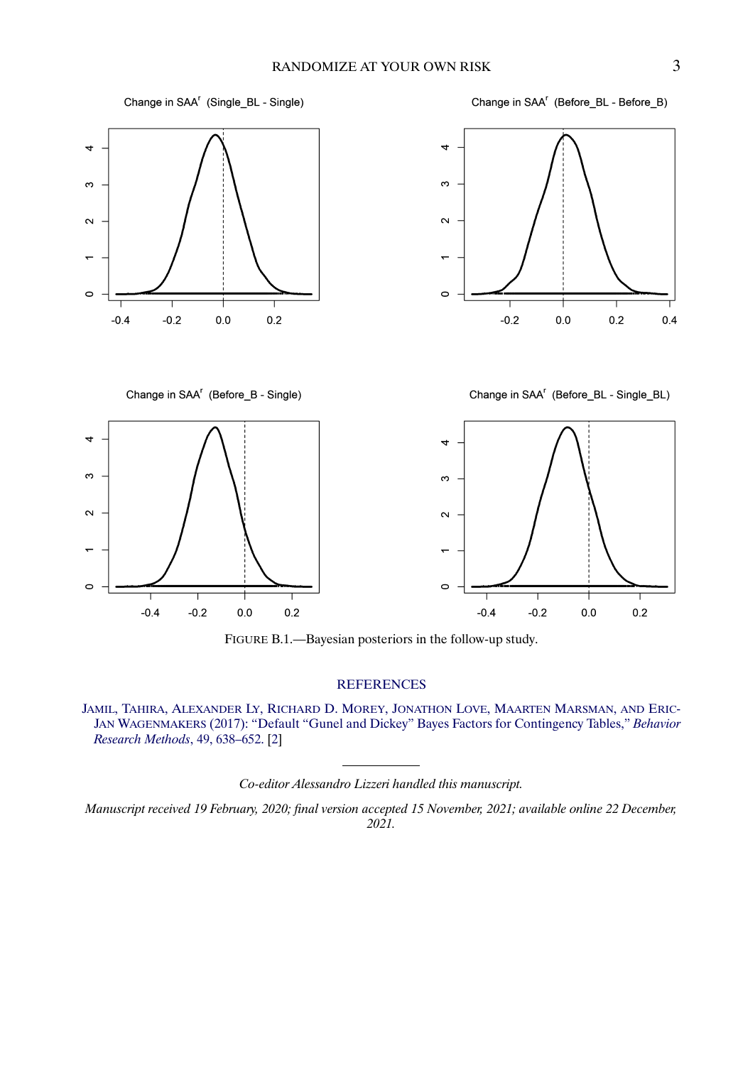Change in SAA$^r$ (Single_BL - Single)

4
3
2
1
0

-0.4 -0.2 0.0 0.2

Change in SAA$^r$ (Before_BL - Before_B)

4
3
2
1
0

-0.2 0.0 0.2 0.4

Change in SAA$^r$ (Before_B - Single)

4
3
2
1
0

-0.4 -0.2 0.0 0.2

Change in SAA$^r$ (Before_BL - Single_BL)

4
3
2
1
0

-0.4 -0.2 0.0 0.2

FIGURE B.1.—Bayesian posteriors in the follow-up study.

## REFERENCES

JAMIL, TAHIRA, ALEXANDER LY, RICHARD D. MOREY, JONATHON LOVE, MAARTEN MARSMAN, AND ERIC-JAN WAGENMAKERS (2017): "Default "Gunel and Dickey" Bayes Factors for Contingency Tables," *Behavior Research Methods*, 49, 638–652. [2]

---

*Co-editor Alessandro Lizzeri handled this manuscript.*

*Manuscript received 19 February, 2020; final version accepted 15 November, 2021; available online 22 December, 2021.*